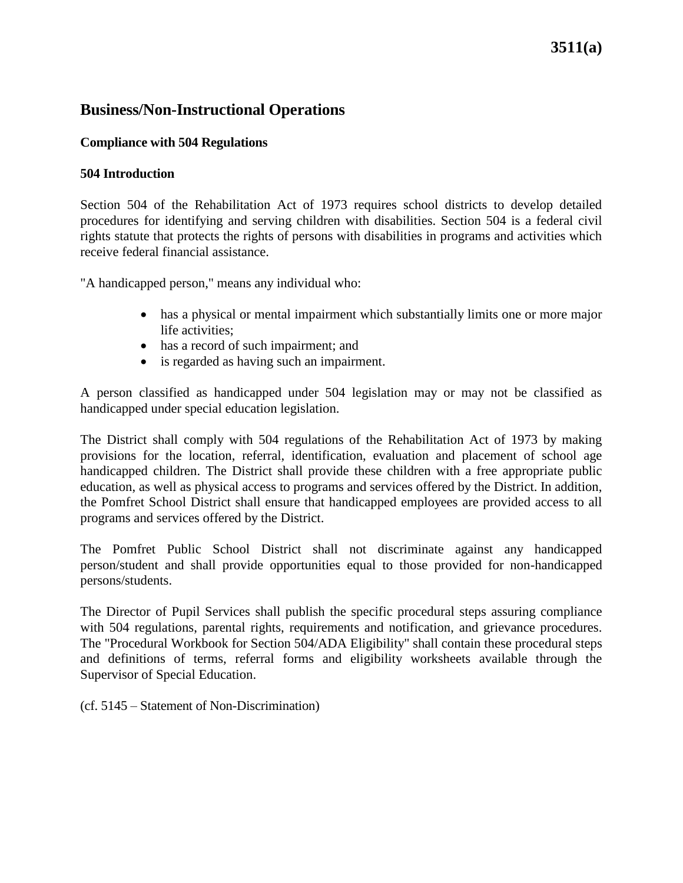# Business/Non-Instructional Operations

### Compliance with 504 Regulations

### 504 Introduction

Section 504 of the Rehabilitation Act of 1973 requires school districts to develop detailed procedures for identifying and serving children with disabilities. Section 504 is a federal civil rights statute that protects the rights of persons with disabilities in programs and activities which receive federal financial assistance.

"A handicapped person," means any individual who:

- has a physical or mental impairment which substantially limits one or more major life activities;
- has a record of such impairment; and
- is regarded as having such an impairment.

A person classified as handicapped under 504 legislation may or may not be classified as handicapped under special education legislation.

The District shall comply with 504 regulations of the Rehabilitation Act of 1973 by making provisions for the location, referral, identification, evaluation and placement of school age handicapped children. The District shall provide these children with a free appropriate public education, as well as physical access to programs and services offered by the District. In addition, the Pomfret School District shall ensure that handicapped employees are provided access to all programs and services offered by the District.

The Pomfret Public School District shall not discriminate against any handicapped person/student and shall provide opportunities equal to those provided for non-handicapped persons/students.

The Director of Pupil Services shall publish the specific procedural steps assuring compliance with 504 regulations, parental rights, requirements and notification, and grievance procedures. The "Procedural Workbook for Section 504/ADA Eligibility" shall contain these procedural steps and definitions of terms, referral forms and eligibility worksheets available through the Supervisor of Special Education.

(cf. 5145 – Statement of Non-Discrimination)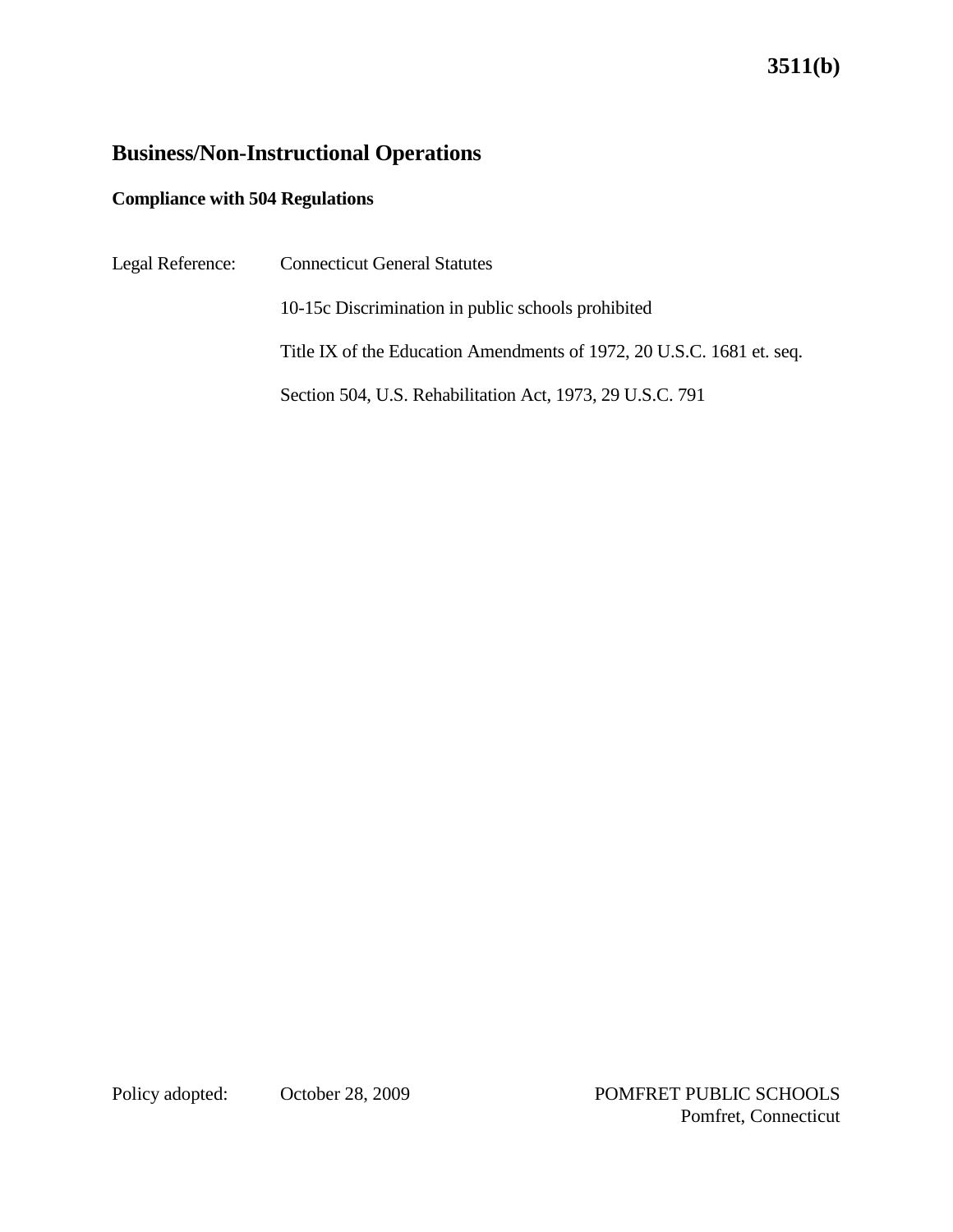# Business/Non-Instructional Operations

**Compliance with 504 Regulations**

Legal Reference: Connecticut General Statutes

10-15c Discrimination in public schools prohibited

Title IX of the Education Amendments of 1972, 20 U.S.C. 1681 et. seq.

Section 504, U.S. Rehabilitation Act, 1973, 29 U.S.C. 791

Policy adopted: October 28, 2009

POMFRET PUBLIC SCHOOLS
Pomfret, Connecticut